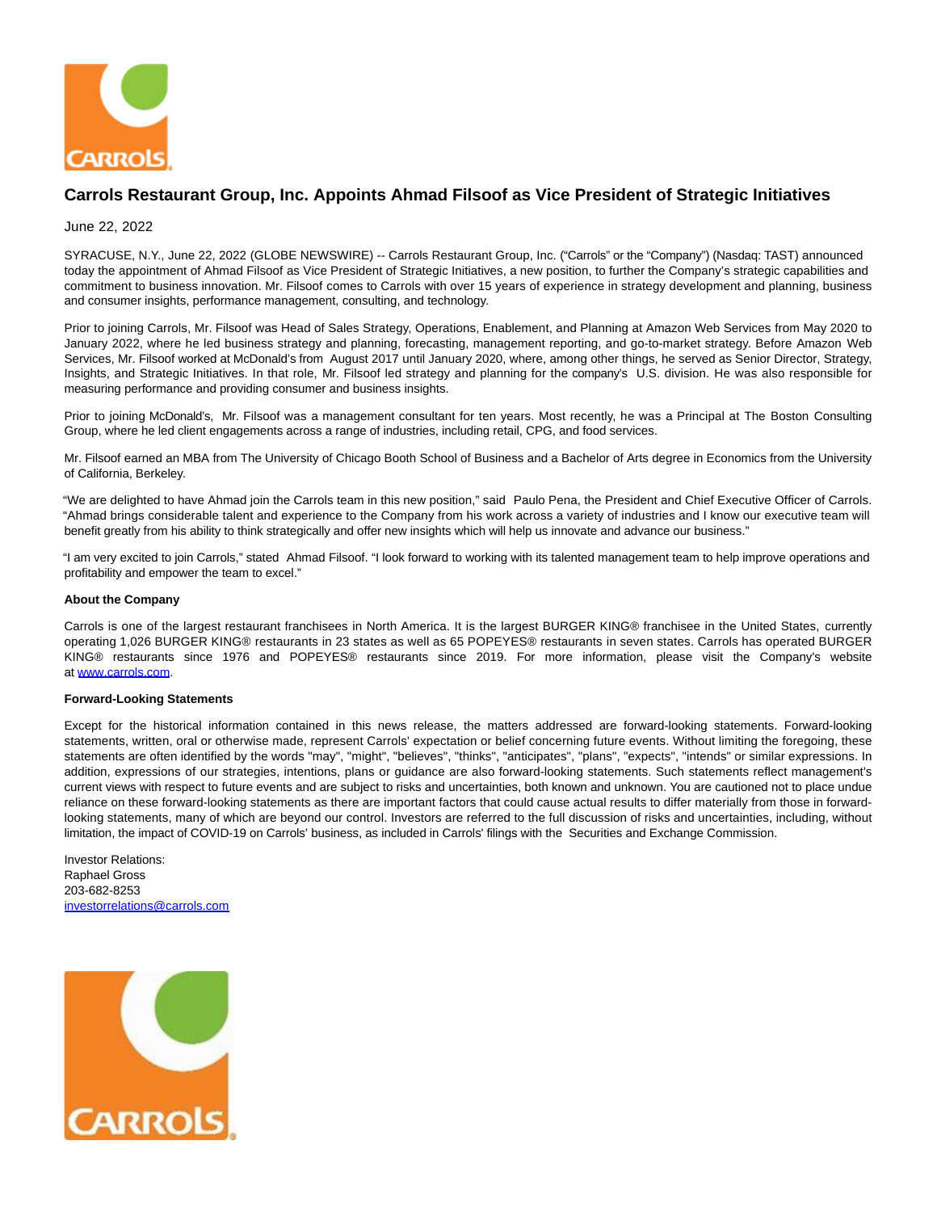# Carrols Restaurant Group, Inc. Appoints Ahmad Filsoof as Vice President of Strategic Initiatives

June 22, 2022

SYRACUSE, N.Y., June 22, 2022 (GLOBE NEWSWIRE) -- Carrols Restaurant Group, Inc. ("Carrols" or the "Company") (Nasdaq: TAST) announced today the appointment of Ahmad Filsoof as Vice President of Strategic Initiatives, a new position, to further the Company's strategic capabilities and commitment to business innovation. Mr. Filsoof comes to Carrols with over 15 years of experience in strategy development and planning, business and consumer insights, performance management, consulting, and technology.

Prior to joining Carrols, Mr. Filsoof was Head of Sales Strategy, Operations, Enablement, and Planning at Amazon Web Services from May 2020 to January 2022, where he led business strategy and planning, forecasting, management reporting, and go-to-market strategy. Before Amazon Web Services, Mr. Filsoof worked at McDonald's from August 2017 until January 2020, where, among other things, he served as Senior Director, Strategy, Insights, and Strategic Initiatives. In that role, Mr. Filsoof led strategy and planning for the company's U.S. division. He was also responsible for measuring performance and providing consumer and business insights.

Prior to joining McDonald's, Mr. Filsoof was a management consultant for ten years. Most recently, he was a Principal at The Boston Consulting Group, where he led client engagements across a range of industries, including retail, CPG, and food services.

Mr. Filsoof earned an MBA from The University of Chicago Booth School of Business and a Bachelor of Arts degree in Economics from the University of California, Berkeley.

"We are delighted to have Ahmad join the Carrols team in this new position," said Paulo Pena, the President and Chief Executive Officer of Carrols. "Ahmad brings considerable talent and experience to the Company from his work across a variety of industries and I know our executive team will benefit greatly from his ability to think strategically and offer new insights which will help us innovate and advance our business."

"I am very excited to join Carrols," stated Ahmad Filsoof. "I look forward to working with its talented management team to help improve operations and profitability and empower the team to excel."

**About the Company**

Carrols is one of the largest restaurant franchisees in North America. It is the largest BURGER KING® franchisee in the United States, currently operating 1,026 BURGER KING® restaurants in 23 states as well as 65 POPEYES® restaurants in seven states. Carrols has operated BURGER KING® restaurants since 1976 and POPEYES® restaurants since 2019. For more information, please visit the Company's website at www.carrols.com.

**Forward-Looking Statements**

Except for the historical information contained in this news release, the matters addressed are forward-looking statements. Forward-looking statements, written, oral or otherwise made, represent Carrols' expectation or belief concerning future events. Without limiting the foregoing, these statements are often identified by the words "may", "might", "believes", "thinks", "anticipates", "plans", "expects", "intends" or similar expressions. In addition, expressions of our strategies, intentions, plans or guidance are also forward-looking statements. Such statements reflect management's current views with respect to future events and are subject to risks and uncertainties, both known and unknown. You are cautioned not to place undue reliance on these forward-looking statements as there are important factors that could cause actual results to differ materially from those in forward-looking statements, many of which are beyond our control. Investors are referred to the full discussion of risks and uncertainties, including, without limitation, the impact of COVID-19 on Carrols' business, as included in Carrols' filings with the Securities and Exchange Commission.

Investor Relations:
Raphael Gross
203-682-8253
investorrelations@carrols.com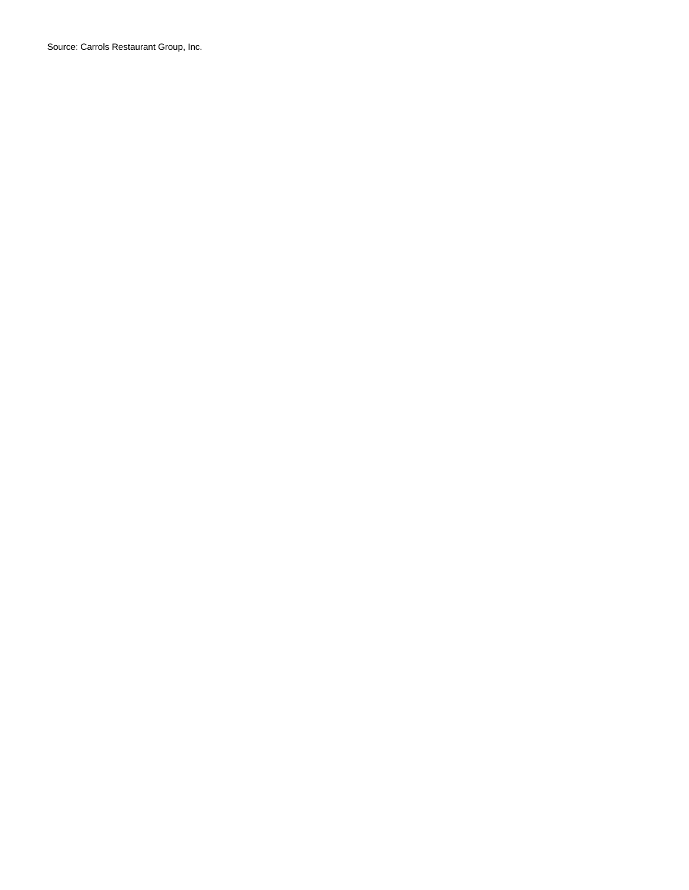Source: Carrols Restaurant Group, Inc.